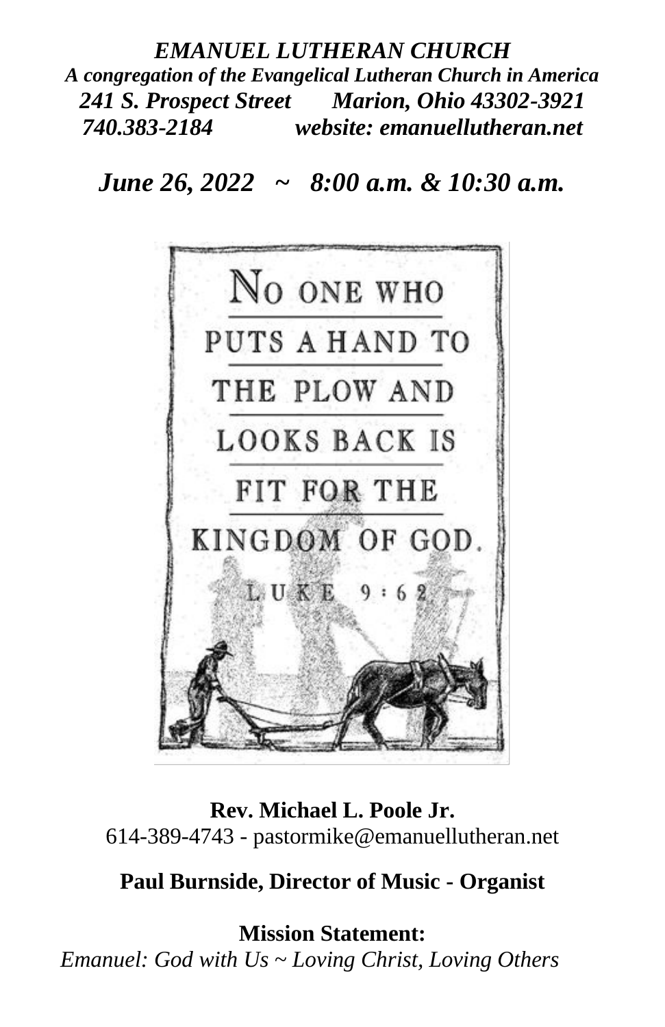***EMANUEL LUTHERAN CHURCH***

***A congregation of the Evangelical Lutheran Church in America***

***241 S. Prospect Street Marion, Ohio 43302-3921***

***740.383-2184 website: emanuellutheran.net***

## *June 26, 2022 ~ 8:00 a.m. & 10:30 a.m.*

NO ONE WHO PUTS A HAND TO THE PLOW AND LOOKS BACK IS FIT FOR THE KINGDOM OF GOD.
LUKE 9:62

**Rev. Michael L. Poole Jr.**
614-389-4743 - pastormike@emanuellutheran.net

**Paul Burnside, Director of Music - Organist**

**Mission Statement:**
*Emanuel: God with Us ~ Loving Christ, Loving Others*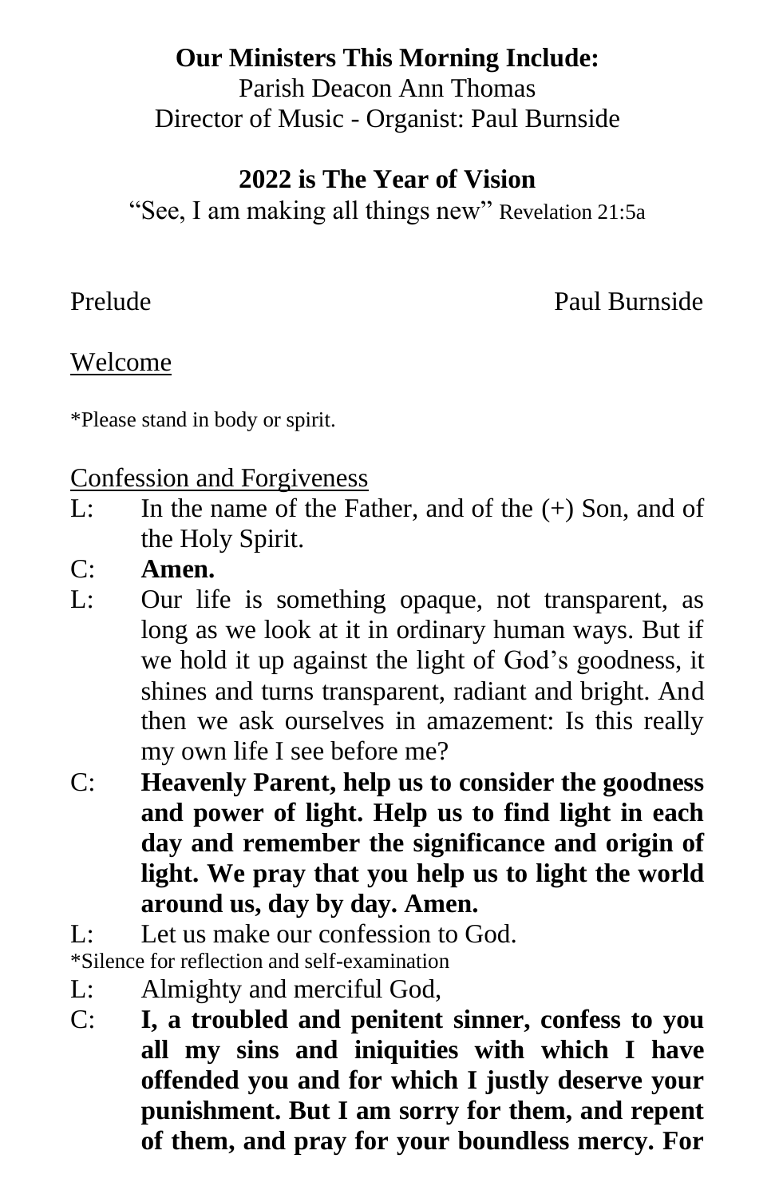**Our Ministers This Morning Include:**
Parish Deacon Ann Thomas
Director of Music - Organist: Paul Burnside

**2022 is The Year of Vision**
"See, I am making all things new" Revelation 21:5a

Prelude Paul Burnside

Welcome

*Please stand in body or spirit.

Confession and Forgiveness

L: In the name of the Father, and of the (+) Son, and of the Holy Spirit.

C: **Amen.**

L: Our life is something opaque, not transparent, as long as we look at it in ordinary human ways. But if we hold it up against the light of God's goodness, it shines and turns transparent, radiant and bright. And then we ask ourselves in amazement: Is this really my own life I see before me?

C: **Heavenly Parent, help us to consider the goodness and power of light. Help us to find light in each day and remember the significance and origin of light. We pray that you help us to light the world around us, day by day. Amen.**

L: Let us make our confession to God.

*Silence for reflection and self-examination

L: Almighty and merciful God,

C: **I, a troubled and penitent sinner, confess to you all my sins and iniquities with which I have offended you and for which I justly deserve your punishment. But I am sorry for them, and repent of them, and pray for your boundless mercy. For**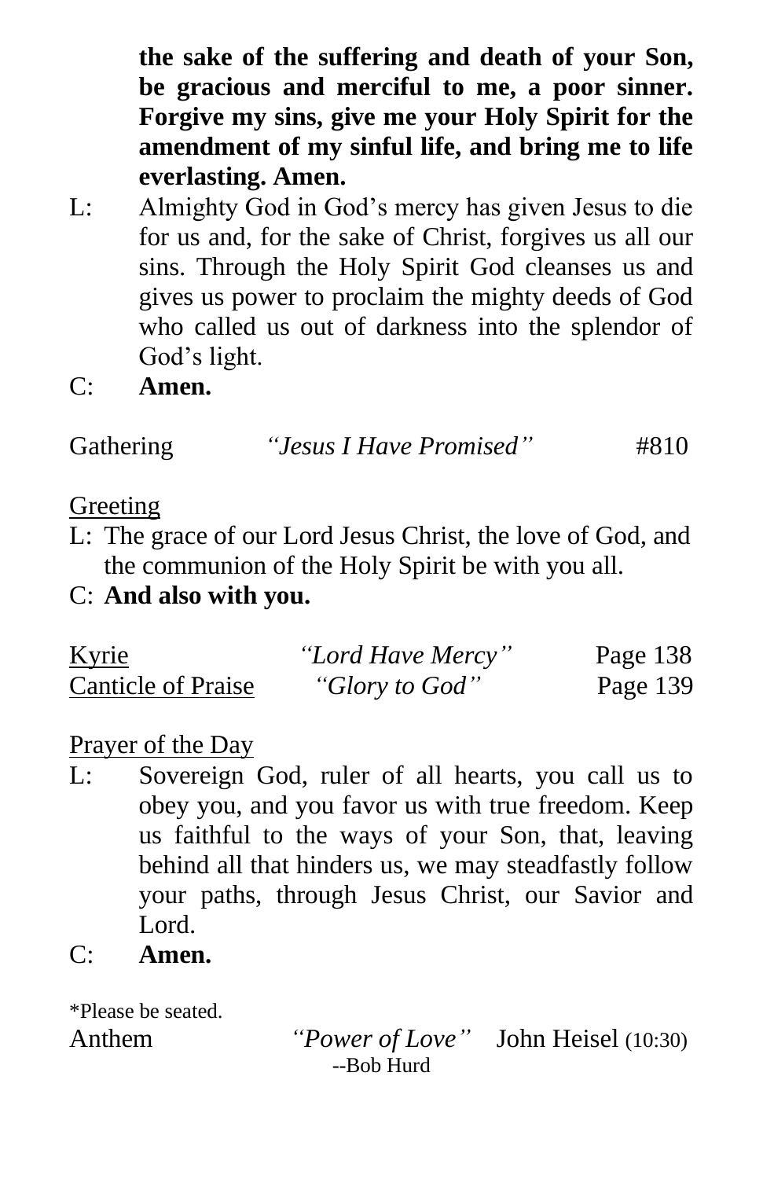**the sake of the suffering and death of your Son, be gracious and merciful to me, a poor sinner. Forgive my sins, give me your Holy Spirit for the amendment of my sinful life, and bring me to life everlasting. Amen.**

L: Almighty God in God's mercy has given Jesus to die for us and, for the sake of Christ, forgives us all our sins. Through the Holy Spirit God cleanses us and gives us power to proclaim the mighty deeds of God who called us out of darkness into the splendor of God's light.

C: **Amen.**

Gathering *"Jesus I Have Promised"* #810

Greeting

L: The grace of our Lord Jesus Christ, the love of God, and the communion of the Holy Spirit be with you all.

C: **And also with you.**

Kyrie *"Lord Have Mercy"* Page 138

Canticle of Praise *"Glory to God"* Page 139

Prayer of the Day

L: Sovereign God, ruler of all hearts, you call us to obey you, and you favor us with true freedom. Keep us faithful to the ways of your Son, that, leaving behind all that hinders us, we may steadfastly follow your paths, through Jesus Christ, our Savior and Lord.

C: **Amen.**

*Please be seated.

Anthem *"Power of Love"* John Heisel (10:30)
--Bob Hurd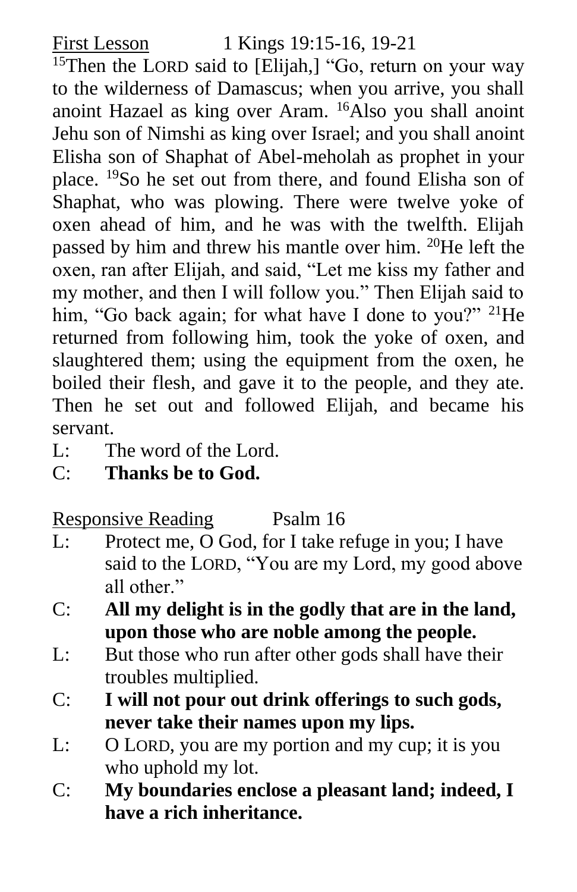First Lesson 1 Kings 19:15-16, 19-21

[15]Then the LORD said to [Elijah,] "Go, return on your way to the wilderness of Damascus; when you arrive, you shall anoint Hazael as king over Aram. [16]Also you shall anoint Jehu son of Nimshi as king over Israel; and you shall anoint Elisha son of Shaphat of Abel-meholah as prophet in your place. [19]So he set out from there, and found Elisha son of Shaphat, who was plowing. There were twelve yoke of oxen ahead of him, and he was with the twelfth. Elijah passed by him and threw his mantle over him. [20]He left the oxen, ran after Elijah, and said, "Let me kiss my father and my mother, and then I will follow you." Then Elijah said to him, "Go back again; for what have I done to you?" [21]He returned from following him, took the yoke of oxen, and slaughtered them; using the equipment from the oxen, he boiled their flesh, and gave it to the people, and they ate. Then he set out and followed Elijah, and became his servant.

L: The word of the Lord.

C: **Thanks be to God.**

Responsive Reading Psalm 16

L: Protect me, O God, for I take refuge in you; I have said to the LORD, "You are my Lord, my good above all other."

C: **All my delight is in the godly that are in the land, upon those who are noble among the people.**

L: But those who run after other gods shall have their troubles multiplied.

C: **I will not pour out drink offerings to such gods, never take their names upon my lips.**

L: O LORD, you are my portion and my cup; it is you who uphold my lot.

C: **My boundaries enclose a pleasant land; indeed, I have a rich inheritance.**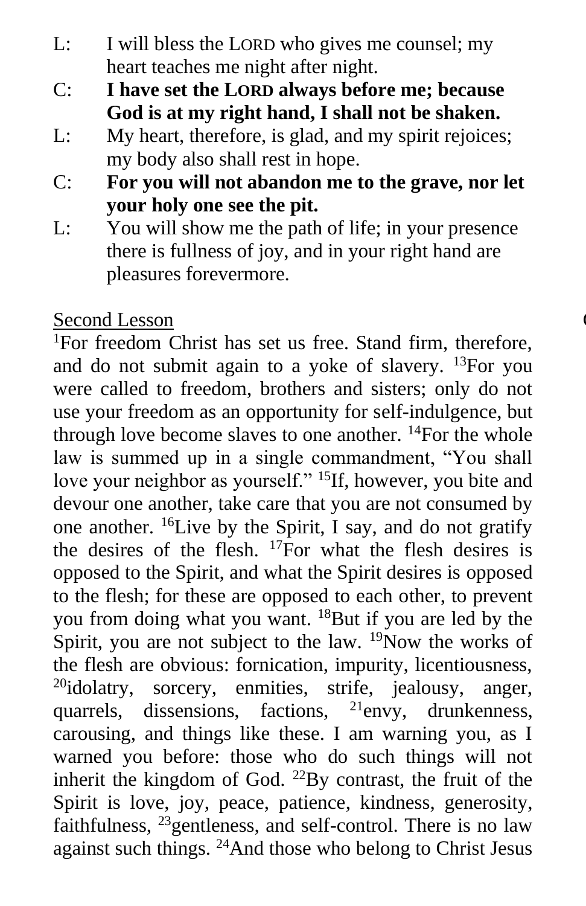L: I will bless the LORD who gives me counsel; my heart teaches me night after night.

C: **I have set the LORD always before me; because God is at my right hand, I shall not be shaken.**

L: My heart, therefore, is glad, and my spirit rejoices; my body also shall rest in hope.

C: **For you will not abandon me to the grave, nor let your holy one see the pit.**

L: You will show me the path of life; in your presence there is fullness of joy, and in your right hand are pleasures forevermore.

Second Lesson

[1]For freedom Christ has set us free. Stand firm, therefore, and do not submit again to a yoke of slavery. [13]For you were called to freedom, brothers and sisters; only do not use your freedom as an opportunity for self-indulgence, but through love become slaves to one another. [14]For the whole law is summed up in a single commandment, "You shall love your neighbor as yourself." [15]If, however, you bite and devour one another, take care that you are not consumed by one another. [16]Live by the Spirit, I say, and do not gratify the desires of the flesh. [17]For what the flesh desires is opposed to the Spirit, and what the Spirit desires is opposed to the flesh; for these are opposed to each other, to prevent you from doing what you want. [18]But if you are led by the Spirit, you are not subject to the law. [19]Now the works of the flesh are obvious: fornication, impurity, licentiousness, [20]idolatry, sorcery, enmities, strife, jealousy, anger, quarrels, dissensions, factions, [21]envy, drunkenness, carousing, and things like these. I am warning you, as I warned you before: those who do such things will not inherit the kingdom of God. [22]By contrast, the fruit of the Spirit is love, joy, peace, patience, kindness, generosity, faithfulness, [23]gentleness, and self-control. There is no law against such things. [24]And those who belong to Christ Jesus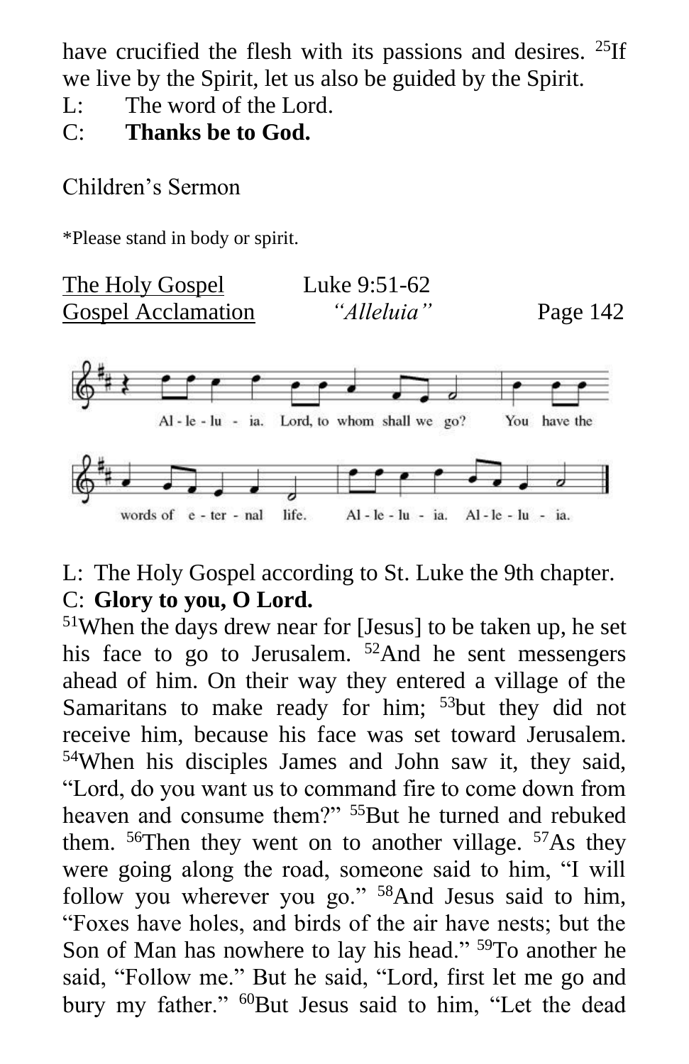have crucified the flesh with its passions and desires. [25]If we live by the Spirit, let us also be guided by the Spirit.

L: The word of the Lord.

C: **Thanks be to God.**

Children's Sermon

*Please stand in body or spirit.

<u>The Holy Gospel</u> Luke 9:51-62

<u>Gospel Acclamation</u> *"Alleluia"* Page 142

Al - le - lu - ia. Lord, to whom shall we go? You have the words of e - ter - nal life. Al - le - lu - ia. Al - le - lu - ia.

L: The Holy Gospel according to St. Luke the 9th chapter.

C: **Glory to you, O Lord.**

[51]When the days drew near for [Jesus] to be taken up, he set his face to go to Jerusalem. [52]And he sent messengers ahead of him. On their way they entered a village of the Samaritans to make ready for him; [53]but they did not receive him, because his face was set toward Jerusalem. [54]When his disciples James and John saw it, they said, "Lord, do you want us to command fire to come down from heaven and consume them?" [55]But he turned and rebuked them. [56]Then they went on to another village. [57]As they were going along the road, someone said to him, "I will follow you wherever you go." [58]And Jesus said to him, "Foxes have holes, and birds of the air have nests; but the Son of Man has nowhere to lay his head." [59]To another he said, "Follow me." But he said, "Lord, first let me go and bury my father." [60]But Jesus said to him, "Let the dead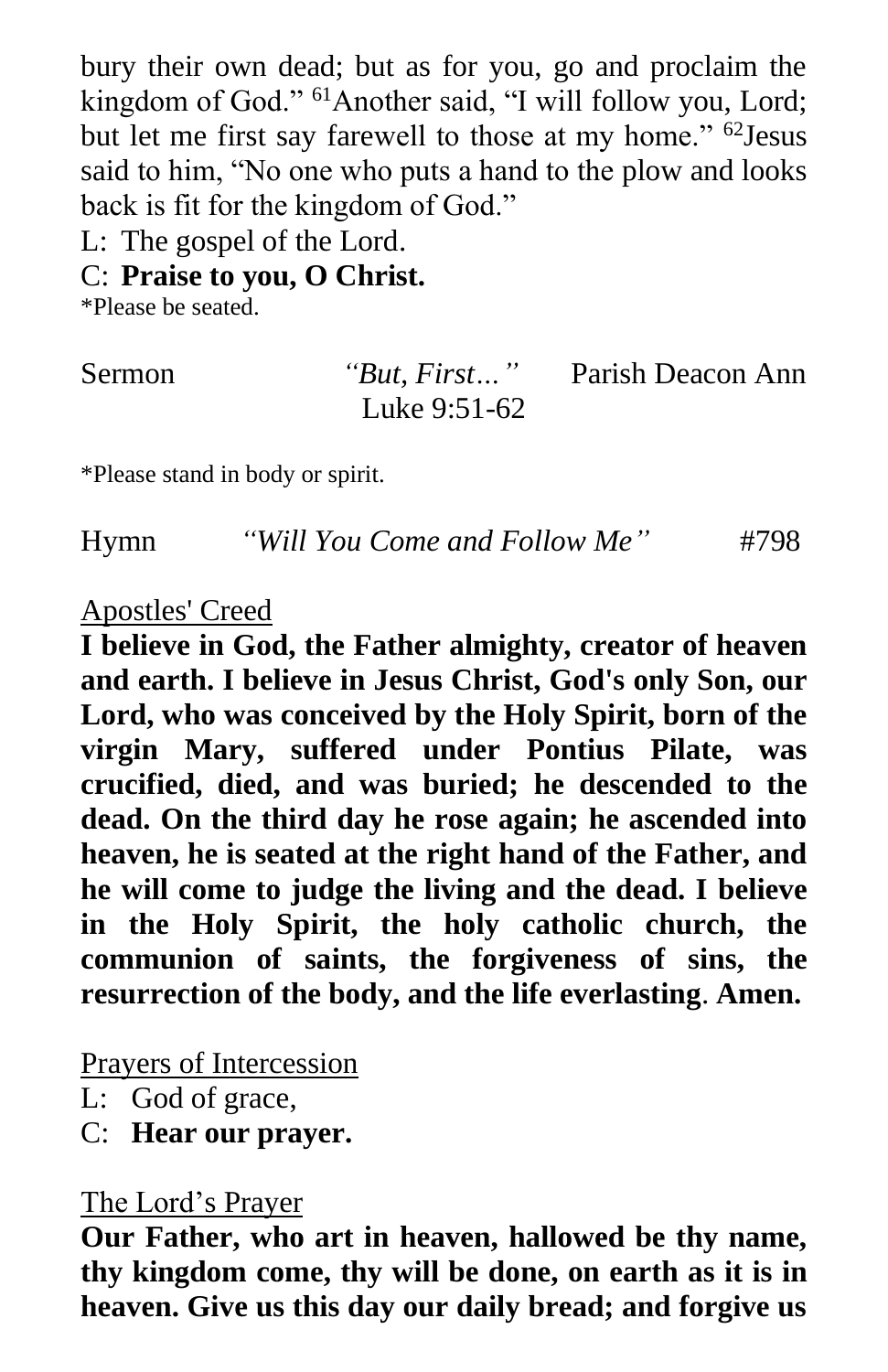bury their own dead; but as for you, go and proclaim the kingdom of God." [61]Another said, "I will follow you, Lord; but let me first say farewell to those at my home." [62]Jesus said to him, "No one who puts a hand to the plow and looks back is fit for the kingdom of God."

L: The gospel of the Lord.

C: **Praise to you, O Christ.**

*Please be seated.

Sermon *"But, First…"* Parish Deacon Ann
Luke 9:51-62

*Please stand in body or spirit.

Hymn *"Will You Come and Follow Me"* #798

Apostles' Creed

**I believe in God, the Father almighty, creator of heaven and earth. I believe in Jesus Christ, God's only Son, our Lord, who was conceived by the Holy Spirit, born of the virgin Mary, suffered under Pontius Pilate, was crucified, died, and was buried; he descended to the dead. On the third day he rose again; he ascended into heaven, he is seated at the right hand of the Father, and he will come to judge the living and the dead. I believe in the Holy Spirit, the holy catholic church, the communion of saints, the forgiveness of sins, the resurrection of the body, and the life everlasting. Amen.**

Prayers of Intercession

L: God of grace,

C: **Hear our prayer.**

The Lord's Prayer

**Our Father, who art in heaven, hallowed be thy name, thy kingdom come, thy will be done, on earth as it is in heaven. Give us this day our daily bread; and forgive us**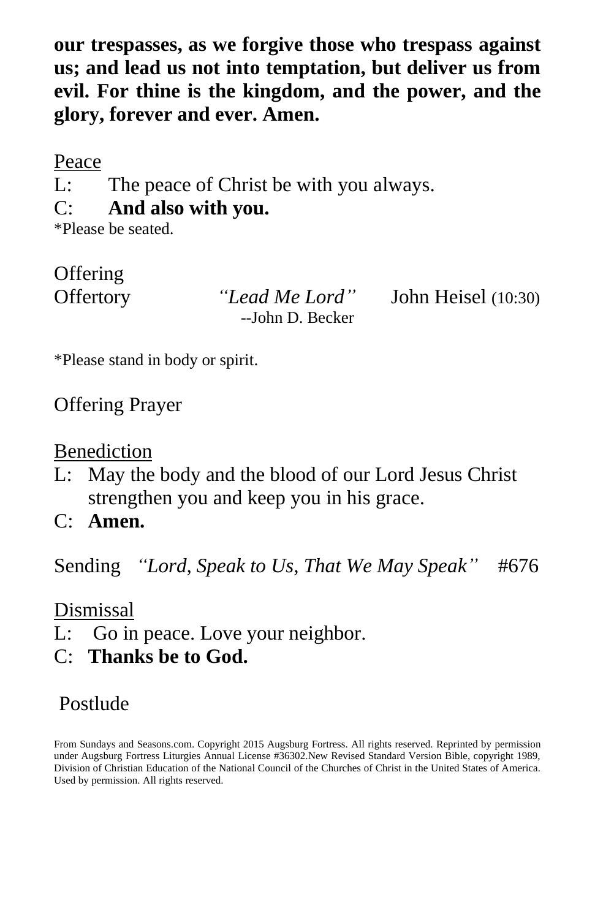**our trespasses, as we forgive those who trespass against us; and lead us not into temptation, but deliver us from evil. For thine is the kingdom, and the power, and the glory, forever and ever. Amen.**

Peace

L: The peace of Christ be with you always.

C: **And also with you.**

*Please be seated.

Offering

Offertory *"Lead Me Lord"* John Heisel (10:30)
--John D. Becker

*Please stand in body or spirit.

Offering Prayer

Benediction

L: May the body and the blood of our Lord Jesus Christ strengthen you and keep you in his grace.

C: **Amen.**

Sending *"Lord, Speak to Us, That We May Speak"* #676

Dismissal

L: Go in peace. Love your neighbor.

C: **Thanks be to God.**

Postlude

From Sundays and Seasons.com. Copyright 2015 Augsburg Fortress. All rights reserved. Reprinted by permission under Augsburg Fortress Liturgies Annual License #36302.New Revised Standard Version Bible, copyright 1989, Division of Christian Education of the National Council of the Churches of Christ in the United States of America. Used by permission. All rights reserved.